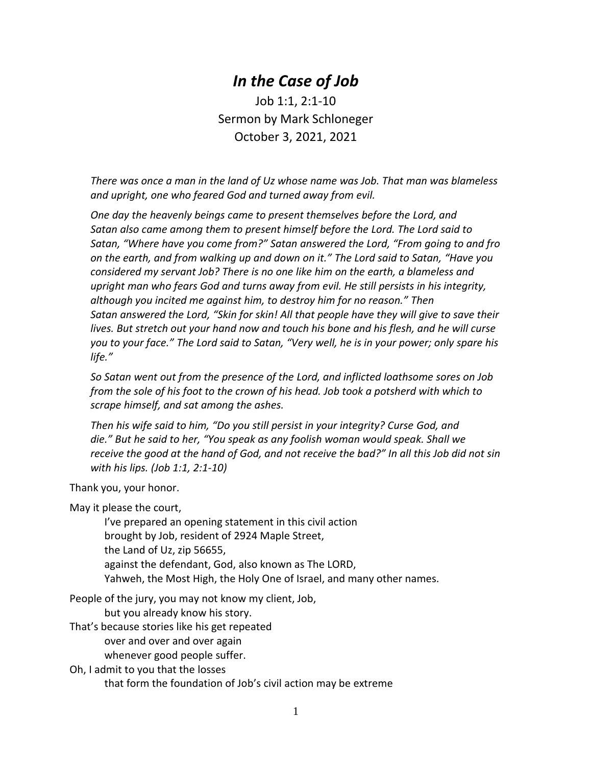# *In the Case of Job*

Job 1:1, 2:1-10
Sermon by Mark Schloneger
October 3, 2021, 2021

*There was once a man in the land of Uz whose name was Job. That man was blameless and upright, one who feared God and turned away from evil.*

*One day the heavenly beings came to present themselves before the Lord, and Satan also came among them to present himself before the Lord. The Lord said to Satan, "Where have you come from?" Satan answered the Lord, "From going to and fro on the earth, and from walking up and down on it." The Lord said to Satan, "Have you considered my servant Job? There is no one like him on the earth, a blameless and upright man who fears God and turns away from evil. He still persists in his integrity, although you incited me against him, to destroy him for no reason." Then Satan answered the Lord, "Skin for skin! All that people have they will give to save their lives. But stretch out your hand now and touch his bone and his flesh, and he will curse you to your face." The Lord said to Satan, "Very well, he is in your power; only spare his life."*

*So Satan went out from the presence of the Lord, and inflicted loathsome sores on Job from the sole of his foot to the crown of his head. Job took a potsherd with which to scrape himself, and sat among the ashes.*

*Then his wife said to him, "Do you still persist in your integrity? Curse God, and die." But he said to her, "You speak as any foolish woman would speak. Shall we receive the good at the hand of God, and not receive the bad?" In all this Job did not sin with his lips. (Job 1:1, 2:1-10)*

Thank you, your honor.

May it please the court,
I've prepared an opening statement in this civil action
brought by Job, resident of 2924 Maple Street,
the Land of Uz, zip 56655,
against the defendant, God, also known as The LORD,
Yahweh, the Most High, the Holy One of Israel, and many other names.

People of the jury, you may not know my client, Job,
but you already know his story.
That's because stories like his get repeated
over and over and over again
whenever good people suffer.
Oh, I admit to you that the losses
that form the foundation of Job's civil action may be extreme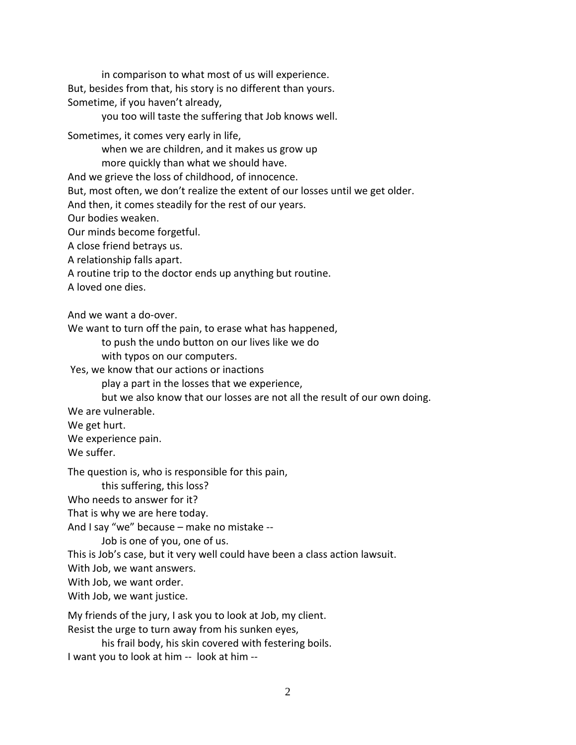in comparison to what most of us will experience.
But, besides from that, his story is no different than yours.
Sometime, if you haven't already,
you too will taste the suffering that Job knows well.

Sometimes, it comes very early in life,
when we are children, and it makes us grow up
more quickly than what we should have.
And we grieve the loss of childhood, of innocence.
But, most often, we don't realize the extent of our losses until we get older.
And then, it comes steadily for the rest of our years.
Our bodies weaken.
Our minds become forgetful.
A close friend betrays us.
A relationship falls apart.
A routine trip to the doctor ends up anything but routine.
A loved one dies.

And we want a do-over.
We want to turn off the pain, to erase what has happened,
to push the undo button on our lives like we do
with typos on our computers.
Yes, we know that our actions or inactions
play a part in the losses that we experience,
but we also know that our losses are not all the result of our own doing.
We are vulnerable.
We get hurt.
We experience pain.
We suffer.

The question is, who is responsible for this pain,
this suffering, this loss?
Who needs to answer for it?
That is why we are here today.
And I say "we" because – make no mistake --
Job is one of you, one of us.
This is Job's case, but it very well could have been a class action lawsuit.
With Job, we want answers.
With Job, we want order.
With Job, we want justice.

My friends of the jury, I ask you to look at Job, my client.
Resist the urge to turn away from his sunken eyes,
his frail body, his skin covered with festering boils.
I want you to look at him -- look at him --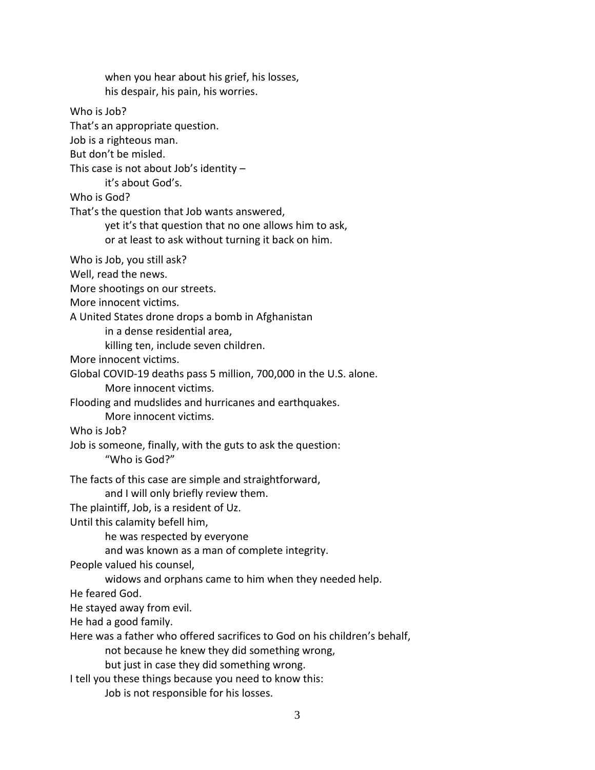when you hear about his grief, his losses,
his despair, his pain, his worries.

Who is Job?
That's an appropriate question.
Job is a righteous man.
But don't be misled.
This case is not about Job's identity –
it's about God's.
Who is God?
That's the question that Job wants answered,
yet it's that question that no one allows him to ask,
or at least to ask without turning it back on him.

Who is Job, you still ask?
Well, read the news.
More shootings on our streets.
More innocent victims.
A United States drone drops a bomb in Afghanistan
in a dense residential area,
killing ten, include seven children.
More innocent victims.
Global COVID-19 deaths pass 5 million, 700,000 in the U.S. alone.
More innocent victims.
Flooding and mudslides and hurricanes and earthquakes.
More innocent victims.
Who is Job?
Job is someone, finally, with the guts to ask the question:
"Who is God?"

The facts of this case are simple and straightforward,
and I will only briefly review them.
The plaintiff, Job, is a resident of Uz.
Until this calamity befell him,
he was respected by everyone
and was known as a man of complete integrity.
People valued his counsel,
widows and orphans came to him when they needed help.
He feared God.
He stayed away from evil.
He had a good family.
Here was a father who offered sacrifices to God on his children's behalf,
not because he knew they did something wrong,
but just in case they did something wrong.
I tell you these things because you need to know this:
Job is not responsible for his losses.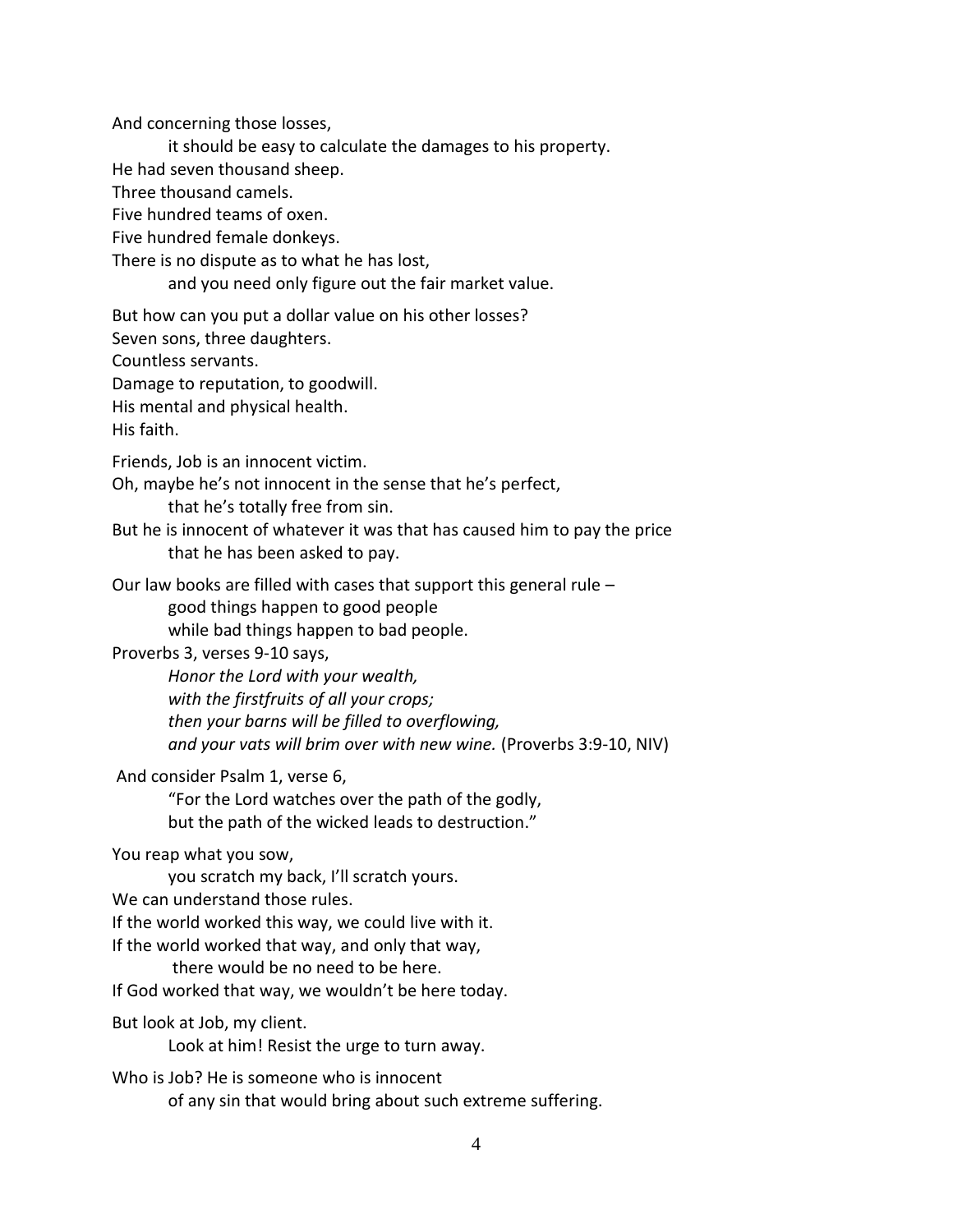And concerning those losses,

it should be easy to calculate the damages to his property.

He had seven thousand sheep.

Three thousand camels.

Five hundred teams of oxen.

Five hundred female donkeys.

There is no dispute as to what he has lost,

and you need only figure out the fair market value.

But how can you put a dollar value on his other losses?

Seven sons, three daughters.

Countless servants.

Damage to reputation, to goodwill.

His mental and physical health.

His faith.

Friends, Job is an innocent victim.

Oh, maybe he's not innocent in the sense that he's perfect,

that he's totally free from sin.

But he is innocent of whatever it was that has caused him to pay the price

that he has been asked to pay.

Our law books are filled with cases that support this general rule –

good things happen to good people

while bad things happen to bad people.

Proverbs 3, verses 9-10 says,

*Honor the Lord with your wealth,*
*with the firstfruits of all your crops;*
*then your barns will be filled to overflowing,*
*and your vats will brim over with new wine.* (Proverbs 3:9-10, NIV)

And consider Psalm 1, verse 6,

"For the Lord watches over the path of the godly,
but the path of the wicked leads to destruction."

You reap what you sow,

you scratch my back, I'll scratch yours.

We can understand those rules.

If the world worked this way, we could live with it.

If the world worked that way, and only that way,

there would be no need to be here.

If God worked that way, we wouldn't be here today.

But look at Job, my client.

Look at him! Resist the urge to turn away.

Who is Job? He is someone who is innocent

of any sin that would bring about such extreme suffering.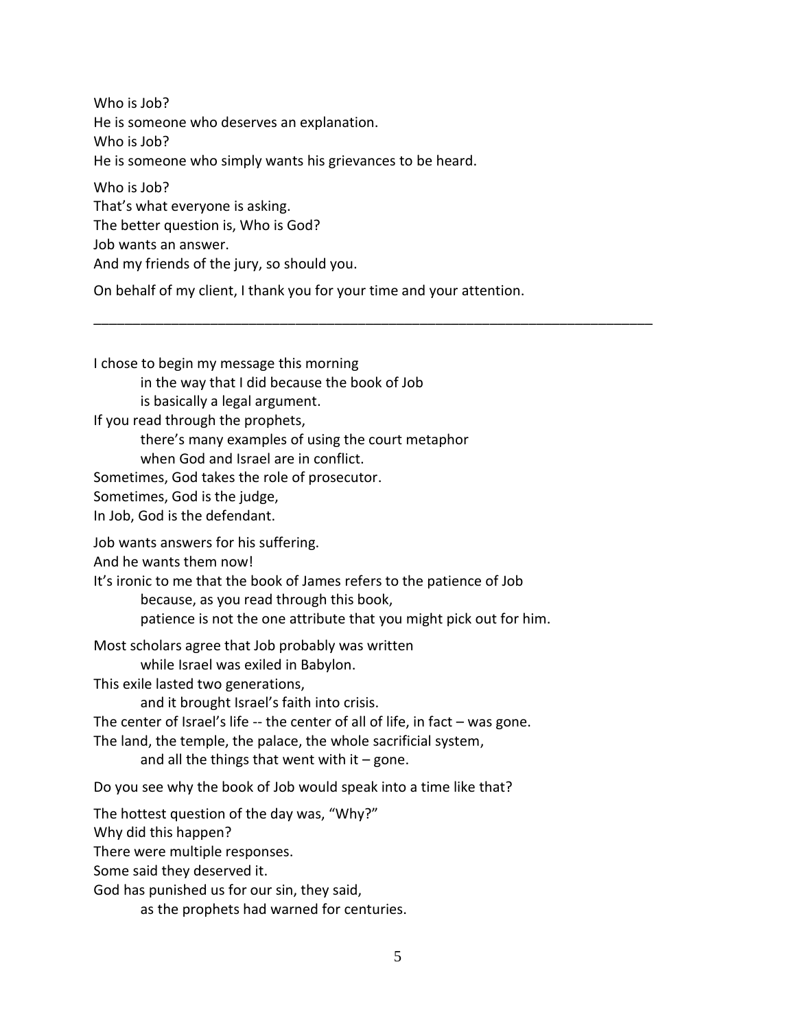Who is Job?
He is someone who deserves an explanation.
Who is Job?
He is someone who simply wants his grievances to be heard.

Who is Job?
That's what everyone is asking.
The better question is, Who is God?
Job wants an answer.
And my friends of the jury, so should you.

On behalf of my client, I thank you for your time and your attention.

---

I chose to begin my message this morning
in the way that I did because the book of Job
is basically a legal argument.
If you read through the prophets,
there's many examples of using the court metaphor
when God and Israel are in conflict.
Sometimes, God takes the role of prosecutor.
Sometimes, God is the judge,
In Job, God is the defendant.

Job wants answers for his suffering.
And he wants them now!
It's ironic to me that the book of James refers to the patience of Job
because, as you read through this book,
patience is not the one attribute that you might pick out for him.

Most scholars agree that Job probably was written
while Israel was exiled in Babylon.
This exile lasted two generations,
and it brought Israel's faith into crisis.
The center of Israel's life -- the center of all of life, in fact – was gone.
The land, the temple, the palace, the whole sacrificial system,
and all the things that went with it – gone.

Do you see why the book of Job would speak into a time like that?

The hottest question of the day was, "Why?"
Why did this happen?
There were multiple responses.
Some said they deserved it.
God has punished us for our sin, they said,
as the prophets had warned for centuries.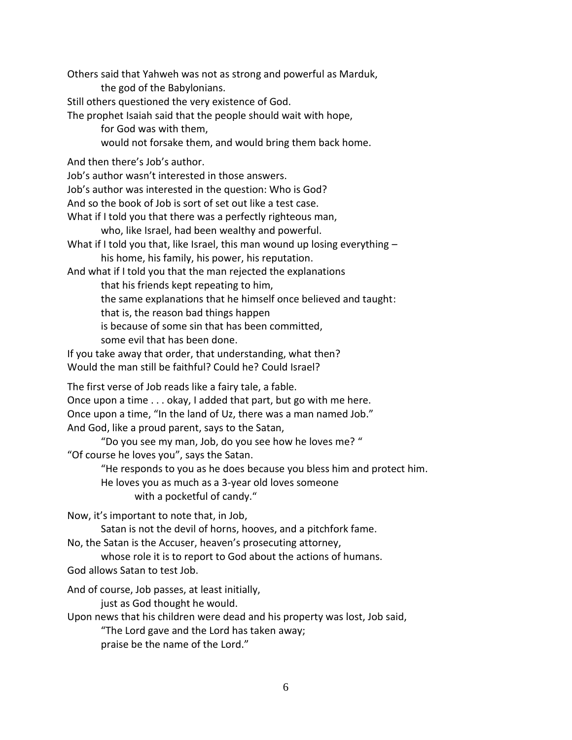Others said that Yahweh was not as strong and powerful as Marduk,
the god of the Babylonians.
Still others questioned the very existence of God.
The prophet Isaiah said that the people should wait with hope,
for God was with them,
would not forsake them, and would bring them back home.

And then there's Job's author.
Job's author wasn't interested in those answers.
Job's author was interested in the question: Who is God?
And so the book of Job is sort of set out like a test case.
What if I told you that there was a perfectly righteous man,
who, like Israel, had been wealthy and powerful.
What if I told you that, like Israel, this man wound up losing everything –
his home, his family, his power, his reputation.
And what if I told you that the man rejected the explanations
that his friends kept repeating to him,
the same explanations that he himself once believed and taught:
that is, the reason bad things happen
is because of some sin that has been committed,
some evil that has been done.
If you take away that order, that understanding, what then?
Would the man still be faithful? Could he? Could Israel?

The first verse of Job reads like a fairy tale, a fable.
Once upon a time . . . okay, I added that part, but go with me here.
Once upon a time, "In the land of Uz, there was a man named Job."
And God, like a proud parent, says to the Satan,
"Do you see my man, Job, do you see how he loves me? "
"Of course he loves you", says the Satan.
"He responds to you as he does because you bless him and protect him.
He loves you as much as a 3-year old loves someone
with a pocketful of candy."

Now, it's important to note that, in Job,
Satan is not the devil of horns, hooves, and a pitchfork fame.
No, the Satan is the Accuser, heaven's prosecuting attorney,
whose role it is to report to God about the actions of humans.
God allows Satan to test Job.

And of course, Job passes, at least initially,
just as God thought he would.
Upon news that his children were dead and his property was lost, Job said,
"The Lord gave and the Lord has taken away;
praise be the name of the Lord."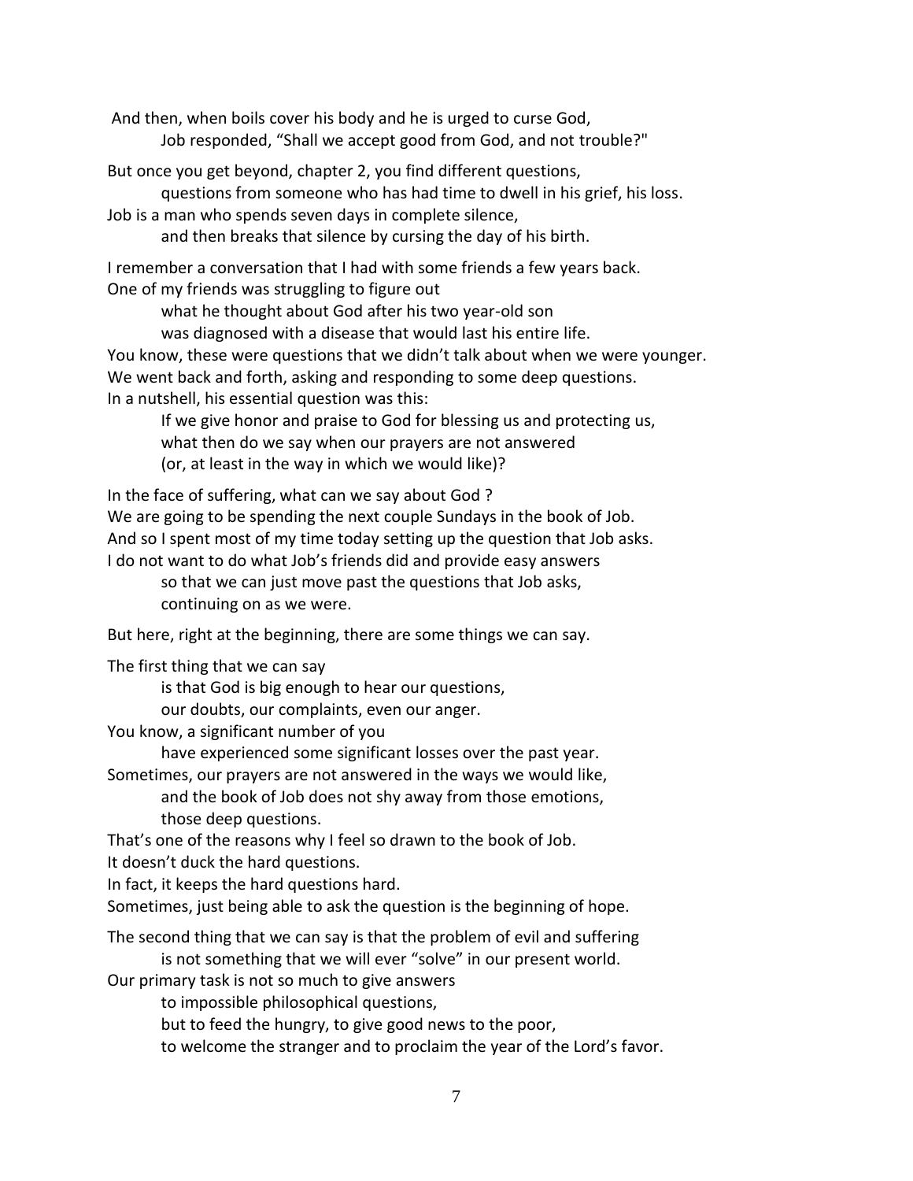And then, when boils cover his body and he is urged to curse God,
Job responded, “Shall we accept good from God, and not trouble?"

But once you get beyond, chapter 2, you find different questions,
questions from someone who has had time to dwell in his grief, his loss.
Job is a man who spends seven days in complete silence,
and then breaks that silence by cursing the day of his birth.

I remember a conversation that I had with some friends a few years back.
One of my friends was struggling to figure out
what he thought about God after his two year-old son
was diagnosed with a disease that would last his entire life.
You know, these were questions that we didn’t talk about when we were younger.
We went back and forth, asking and responding to some deep questions.
In a nutshell, his essential question was this:
If we give honor and praise to God for blessing us and protecting us,
what then do we say when our prayers are not answered
(or, at least in the way in which we would like)?

In the face of suffering, what can we say about God ?
We are going to be spending the next couple Sundays in the book of Job.
And so I spent most of my time today setting up the question that Job asks.
I do not want to do what Job’s friends did and provide easy answers
so that we can just move past the questions that Job asks,
continuing on as we were.

But here, right at the beginning, there are some things we can say.

The first thing that we can say
is that God is big enough to hear our questions,
our doubts, our complaints, even our anger.
You know, a significant number of you
have experienced some significant losses over the past year.
Sometimes, our prayers are not answered in the ways we would like,
and the book of Job does not shy away from those emotions,
those deep questions.
That’s one of the reasons why I feel so drawn to the book of Job.
It doesn’t duck the hard questions.
In fact, it keeps the hard questions hard.
Sometimes, just being able to ask the question is the beginning of hope.

The second thing that we can say is that the problem of evil and suffering
is not something that we will ever “solve” in our present world.
Our primary task is not so much to give answers
to impossible philosophical questions,
but to feed the hungry, to give good news to the poor,
to welcome the stranger and to proclaim the year of the Lord’s favor.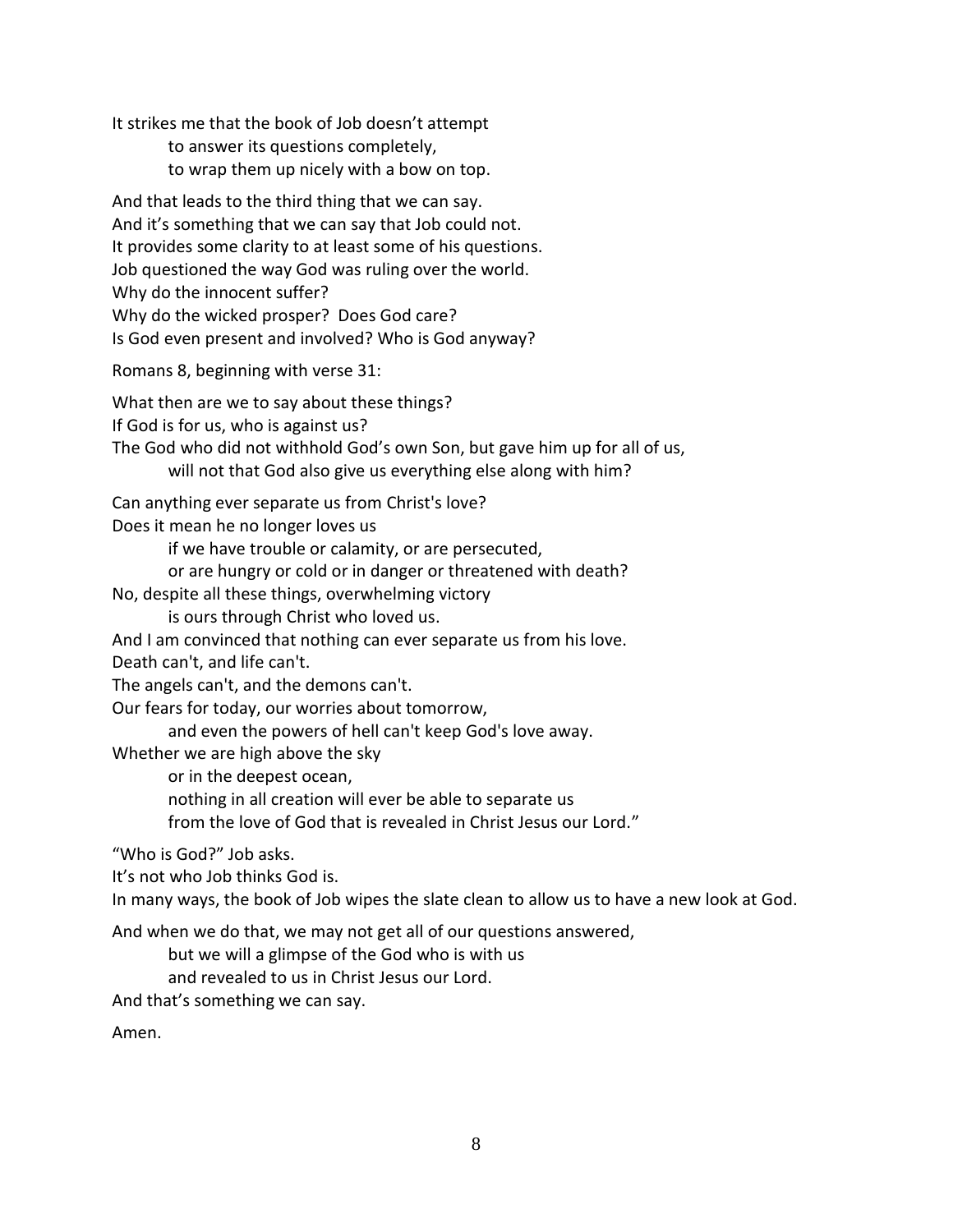It strikes me that the book of Job doesn't attempt
to answer its questions completely,
to wrap them up nicely with a bow on top.

And that leads to the third thing that we can say.
And it's something that we can say that Job could not.
It provides some clarity to at least some of his questions.
Job questioned the way God was ruling over the world.
Why do the innocent suffer?
Why do the wicked prosper? Does God care?
Is God even present and involved? Who is God anyway?

Romans 8, beginning with verse 31:

What then are we to say about these things?
If God is for us, who is against us?
The God who did not withhold God's own Son, but gave him up for all of us,
will not that God also give us everything else along with him?

Can anything ever separate us from Christ's love?
Does it mean he no longer loves us
if we have trouble or calamity, or are persecuted,
or are hungry or cold or in danger or threatened with death?
No, despite all these things, overwhelming victory
is ours through Christ who loved us.
And I am convinced that nothing can ever separate us from his love.
Death can't, and life can't.
The angels can't, and the demons can't.
Our fears for today, our worries about tomorrow,
and even the powers of hell can't keep God's love away.
Whether we are high above the sky
or in the deepest ocean,
nothing in all creation will ever be able to separate us
from the love of God that is revealed in Christ Jesus our Lord."

"Who is God?" Job asks.
It's not who Job thinks God is.
In many ways, the book of Job wipes the slate clean to allow us to have a new look at God.

And when we do that, we may not get all of our questions answered,
but we will a glimpse of the God who is with us
and revealed to us in Christ Jesus our Lord.
And that's something we can say.

Amen.